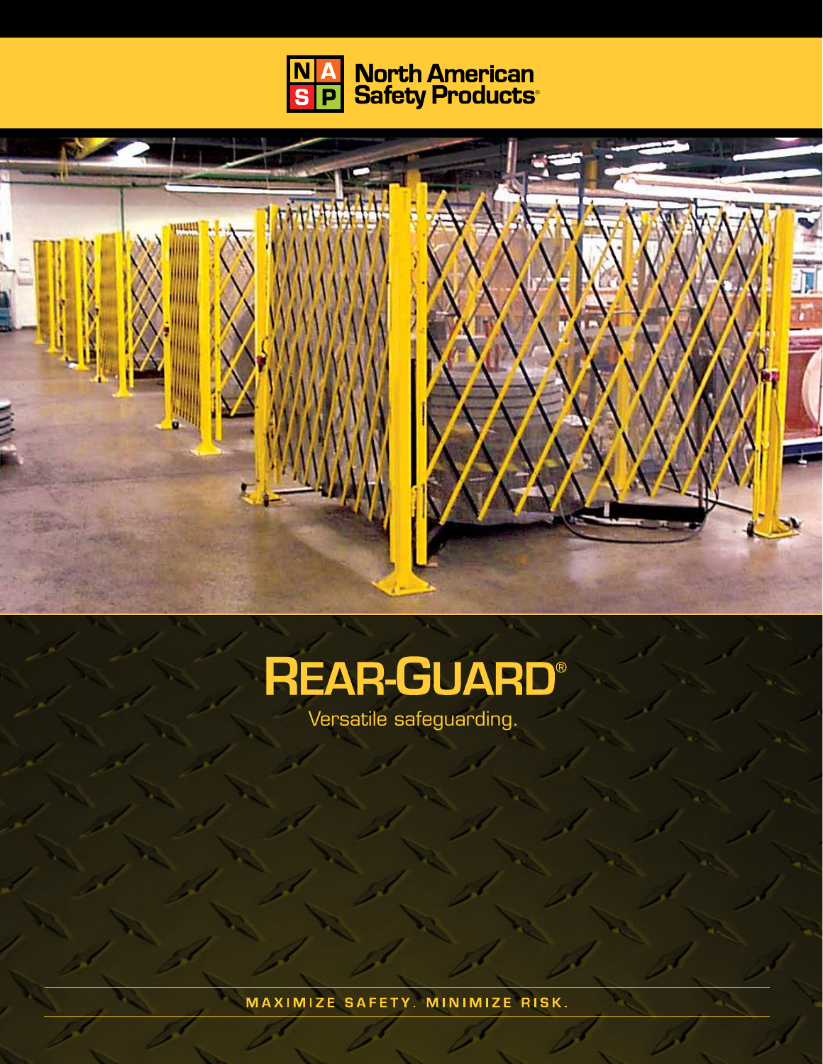North American Safety Products®

# REAR-GUARD®

Versatile safeguarding.

**MAXIMIZE SAFETY. MINIMIZE RISK.**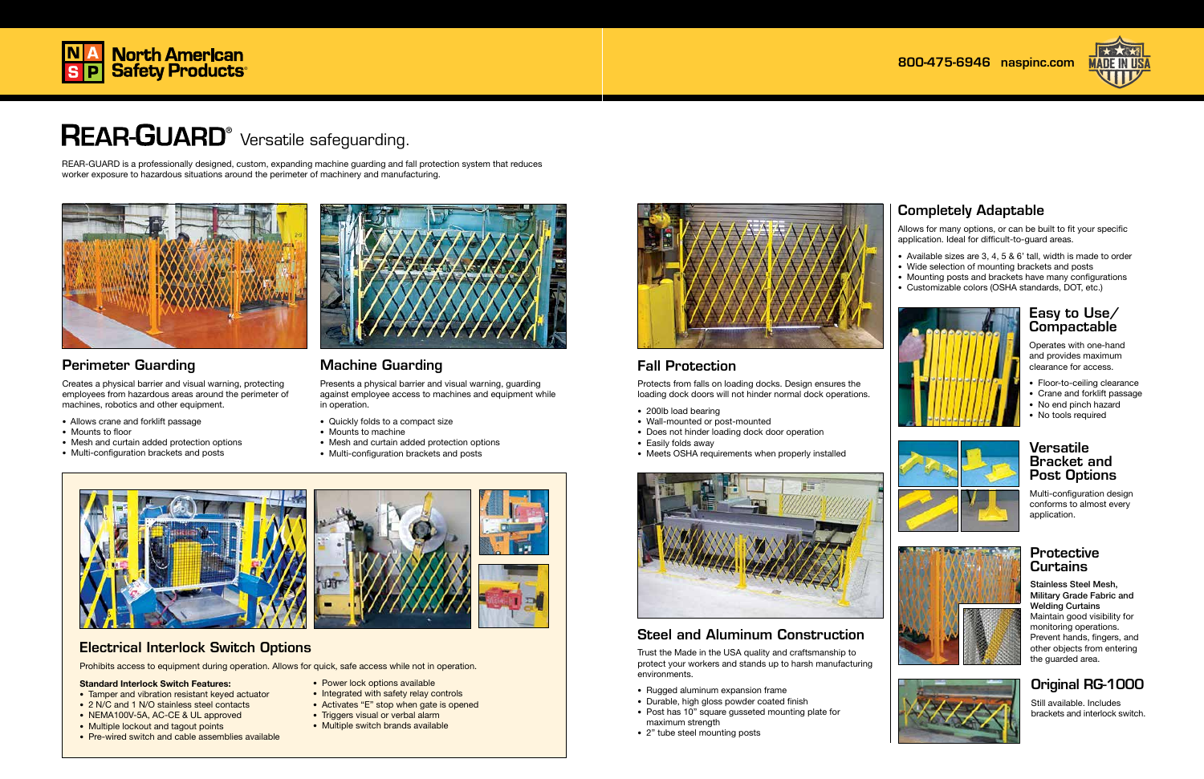# REAR-GUARD® Versatile safeguarding.

REAR-GUARD is a professionally designed, custom, expanding machine guarding and fall protection system that reduces worker exposure to hazardous situations around the perimeter of machinery and manufacturing.

## Perimeter Guarding

Creates a physical barrier and visual warning, protecting employees from hazardous areas around the perimeter of machines, robotics and other equipment.

- Allows crane and forklift passage
- Mounts to floor
- Mesh and curtain added protection options
- Multi-configuration brackets and posts

## Machine Guarding

Presents a physical barrier and visual warning, guarding against employee access to machines and equipment while in operation.

- Quickly folds to a compact size
- Mounts to machine
- Mesh and curtain added protection options
- Multi-configuration brackets and posts

## Electrical Interlock Switch Options

Prohibits access to equipment during operation. Allows for quick, safe access while not in operation.

**Standard Interlock Switch Features:**

- Tamper and vibration resistant keyed actuator
- 2 N/C and 1 N/O stainless steel contacts
- NEMA100V-5A, AC-CE & UL approved
- Multiple lockout and tagout points
- Pre-wired switch and cable assemblies available
- Power lock options available
- Integrated with safety relay controls
- Activates "E" stop when gate is opened
- Triggers visual or verbal alarm
- Multiple switch brands available

## Fall Protection

Protects from falls on loading docks. Design ensures the loading dock doors will not hinder normal dock operations.

- 200lb load bearing
- Wall-mounted or post-mounted
- Does not hinder loading dock door operation
- Easily folds away
- Meets OSHA requirements when properly installed

## Steel and Aluminum Construction

Trust the Made in the USA quality and craftsmanship to protect your workers and stands up to harsh manufacturing environments.

- Rugged aluminum expansion frame
- Durable, high gloss powder coated finish
- Post has 10" square gusseted mounting plate for maximum strength
- 2" tube steel mounting posts

## Completely Adaptable

Allows for many options, or can be built to fit your specific application. Ideal for difficult-to-guard areas.

- Available sizes are 3, 4, 5 & 6' tall, width is made to order
- Wide selection of mounting brackets and posts
- Mounting posts and brackets have many configurations
- Customizable colors (OSHA standards, DOT, etc.)

## Easy to Use/ Compactable

Operates with one-hand and provides maximum clearance for access.

- Floor-to-ceiling clearance
- Crane and forklift passage
- No end pinch hazard
- No tools required

## Versatile Bracket and Post Options

Multi-configuration design conforms to almost every application.

## Protective Curtains

**Stainless Steel Mesh, Military Grade Fabric and Welding Curtains**
Maintain good visibility for monitoring operations. Prevent hands, fingers, and other objects from entering the guarded area.

## Original RG-1000

Still available. Includes brackets and interlock switch.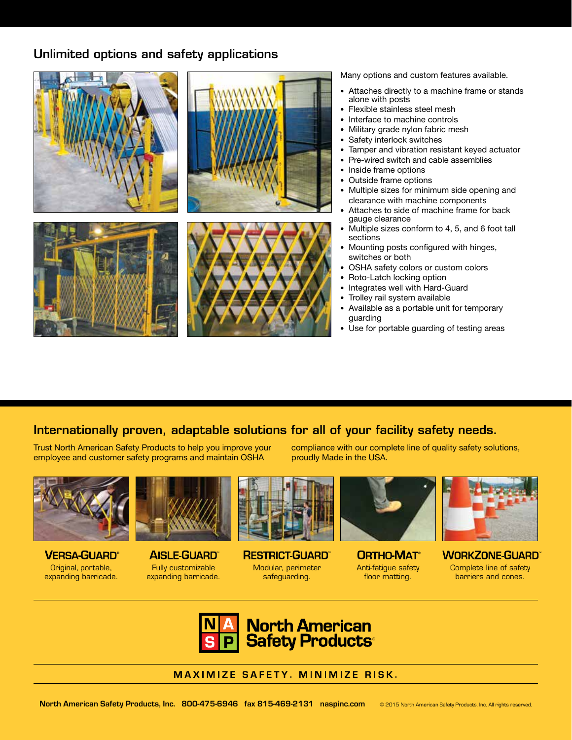## Unlimited options and safety applications

Many options and custom features available.

- Attaches directly to a machine frame or stands alone with posts
- Flexible stainless steel mesh
- Interface to machine controls
- Military grade nylon fabric mesh
- Safety interlock switches
- Tamper and vibration resistant keyed actuator
- Pre-wired switch and cable assemblies
- Inside frame options
- Outside frame options
- Multiple sizes for minimum side opening and clearance with machine components
- Attaches to side of machine frame for back gauge clearance
- Multiple sizes conform to 4, 5, and 6 foot tall sections
- Mounting posts configured with hinges, switches or both
- OSHA safety colors or custom colors
- Roto-Latch locking option
- Integrates well with Hard-Guard
- Trolley rail system available
- Available as a portable unit for temporary guarding
- Use for portable guarding of testing areas

## Internationally proven, adaptable solutions for all of your facility safety needs.

Trust North American Safety Products to help you improve your employee and customer safety programs and maintain OSHA compliance with our complete line of quality safety solutions, proudly Made in the USA.

**VERSA-GUARD®**
Original, portable, expanding barricade.

**AISLE-GUARD™**
Fully customizable expanding barricade.

**RESTRICT-GUARD™**
Modular, perimeter safeguarding.

**ORTHO-MAT®**
Anti-fatigue safety floor matting.

**WORKZONE-GUARD™**
Complete line of safety barriers and cones.

**North American Safety Products®**

MAXIMIZE SAFETY. MINIMIZE RISK.

**North American Safety Products, Inc. 800-475-6946 fax 815-469-2131 naspinc.com** © 2015 North American Safety Products, Inc. All rights reserved.